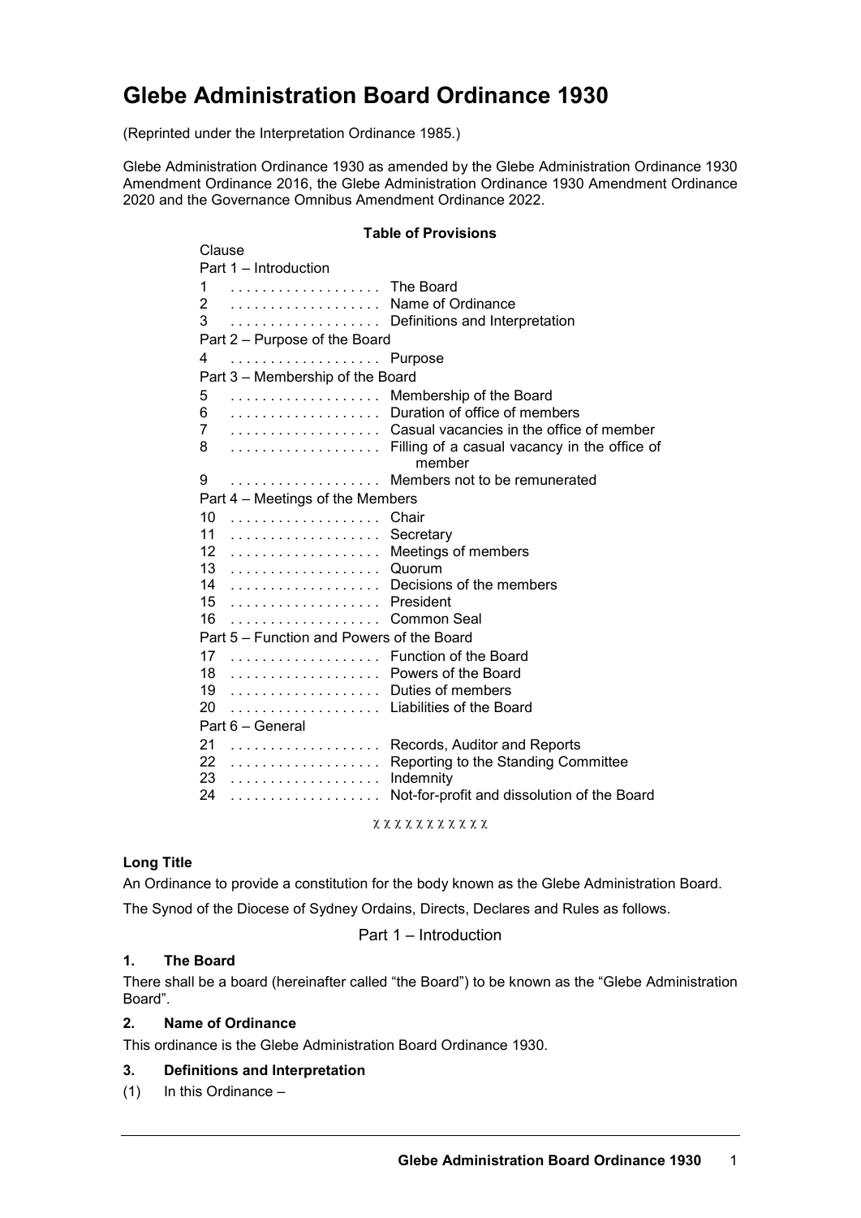# Glebe Administration Board Ordinance 1930

(Reprinted under the Interpretation Ordinance 1985.)

Glebe Administration Ordinance 1930 as amended by the Glebe Administration Ordinance 1930 Amendment Ordinance 2016, the Glebe Administration Ordinance 1930 Amendment Ordinance 2020 and the Governance Omnibus Amendment Ordinance 2022.

**Table of Provisions**

| Clause | |
|---|---|
| Part 1 – Introduction | |
| 1 | The Board |
| 2 | Name of Ordinance |
| 3 | Definitions and Interpretation |
| Part 2 – Purpose of the Board | |
| 4 | Purpose |
| Part 3 – Membership of the Board | |
| 5 | Membership of the Board |
| 6 | Duration of office of members |
| 7 | Casual vacancies in the office of member |
| 8 | Filling of a casual vacancy in the office of member |
| 9 | Members not to be remunerated |
| Part 4 – Meetings of the Members | |
| 10 | Chair |
| 11 | Secretary |
| 12 | Meetings of members |
| 13 | Quorum |
| 14 | Decisions of the members |
| 15 | President |
| 16 | Common Seal |
| Part 5 – Function and Powers of the Board | |
| 17 | Function of the Board |
| 18 | Powers of the Board |
| 19 | Duties of members |
| 20 | Liabilities of the Board |
| Part 6 – General | |
| 21 | Records, Auditor and Reports |
| 22 | Reporting to the Standing Committee |
| 23 | Indemnity |
| 24 | Not-for-profit and dissolution of the Board |

## Long Title

An Ordinance to provide a constitution for the body known as the Glebe Administration Board.

The Synod of the Diocese of Sydney Ordains, Directs, Declares and Rules as follows.

## Part 1 – Introduction

### 1. The Board

There shall be a board (hereinafter called "the Board") to be known as the "Glebe Administration Board".

### 2. Name of Ordinance

This ordinance is the Glebe Administration Board Ordinance 1930.

### 3. Definitions and Interpretation

(1) In this Ordinance –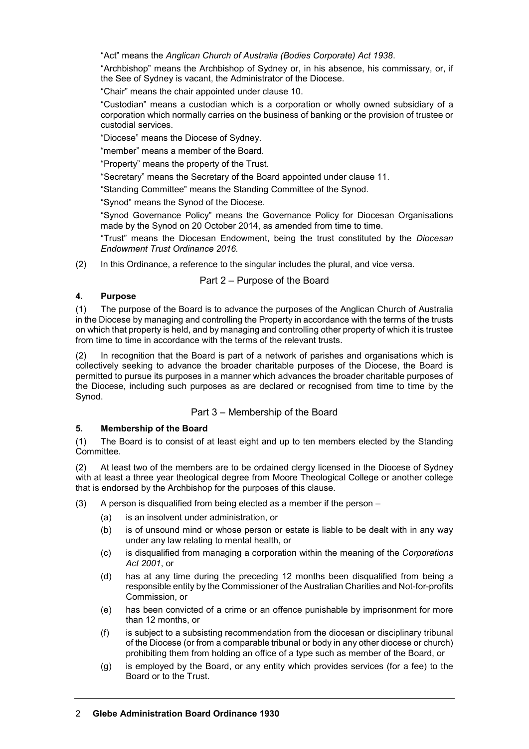"Act" means the *Anglican Church of Australia (Bodies Corporate) Act 1938*.

"Archbishop" means the Archbishop of Sydney or, in his absence, his commissary, or, if the See of Sydney is vacant, the Administrator of the Diocese.

"Chair" means the chair appointed under clause 10.

"Custodian" means a custodian which is a corporation or wholly owned subsidiary of a corporation which normally carries on the business of banking or the provision of trustee or custodial services.

"Diocese" means the Diocese of Sydney.

"member" means a member of the Board.

"Property" means the property of the Trust.

"Secretary" means the Secretary of the Board appointed under clause 11.

"Standing Committee" means the Standing Committee of the Synod.

"Synod" means the Synod of the Diocese.

"Synod Governance Policy" means the Governance Policy for Diocesan Organisations made by the Synod on 20 October 2014, as amended from time to time.

"Trust" means the Diocesan Endowment, being the trust constituted by the *Diocesan Endowment Trust Ordinance 2016.*

(2) In this Ordinance, a reference to the singular includes the plural, and vice versa.

## Part 2 – Purpose of the Board

### 4. Purpose

(1) The purpose of the Board is to advance the purposes of the Anglican Church of Australia in the Diocese by managing and controlling the Property in accordance with the terms of the trusts on which that property is held, and by managing and controlling other property of which it is trustee from time to time in accordance with the terms of the relevant trusts.

(2) In recognition that the Board is part of a network of parishes and organisations which is collectively seeking to advance the broader charitable purposes of the Diocese, the Board is permitted to pursue its purposes in a manner which advances the broader charitable purposes of the Diocese, including such purposes as are declared or recognised from time to time by the Synod.

## Part 3 – Membership of the Board

### 5. Membership of the Board

(1) The Board is to consist of at least eight and up to ten members elected by the Standing Committee.

(2) At least two of the members are to be ordained clergy licensed in the Diocese of Sydney with at least a three year theological degree from Moore Theological College or another college that is endorsed by the Archbishop for the purposes of this clause.

(3) A person is disqualified from being elected as a member if the person –

- (a) is an insolvent under administration, or
- (b) is of unsound mind or whose person or estate is liable to be dealt with in any way under any law relating to mental health, or
- (c) is disqualified from managing a corporation within the meaning of the *Corporations Act 2001*, or
- (d) has at any time during the preceding 12 months been disqualified from being a responsible entity by the Commissioner of the Australian Charities and Not-for-profits Commission, or
- (e) has been convicted of a crime or an offence punishable by imprisonment for more than 12 months, or
- (f) is subject to a subsisting recommendation from the diocesan or disciplinary tribunal of the Diocese (or from a comparable tribunal or body in any other diocese or church) prohibiting them from holding an office of a type such as member of the Board, or
- (g) is employed by the Board, or any entity which provides services (for a fee) to the Board or to the Trust.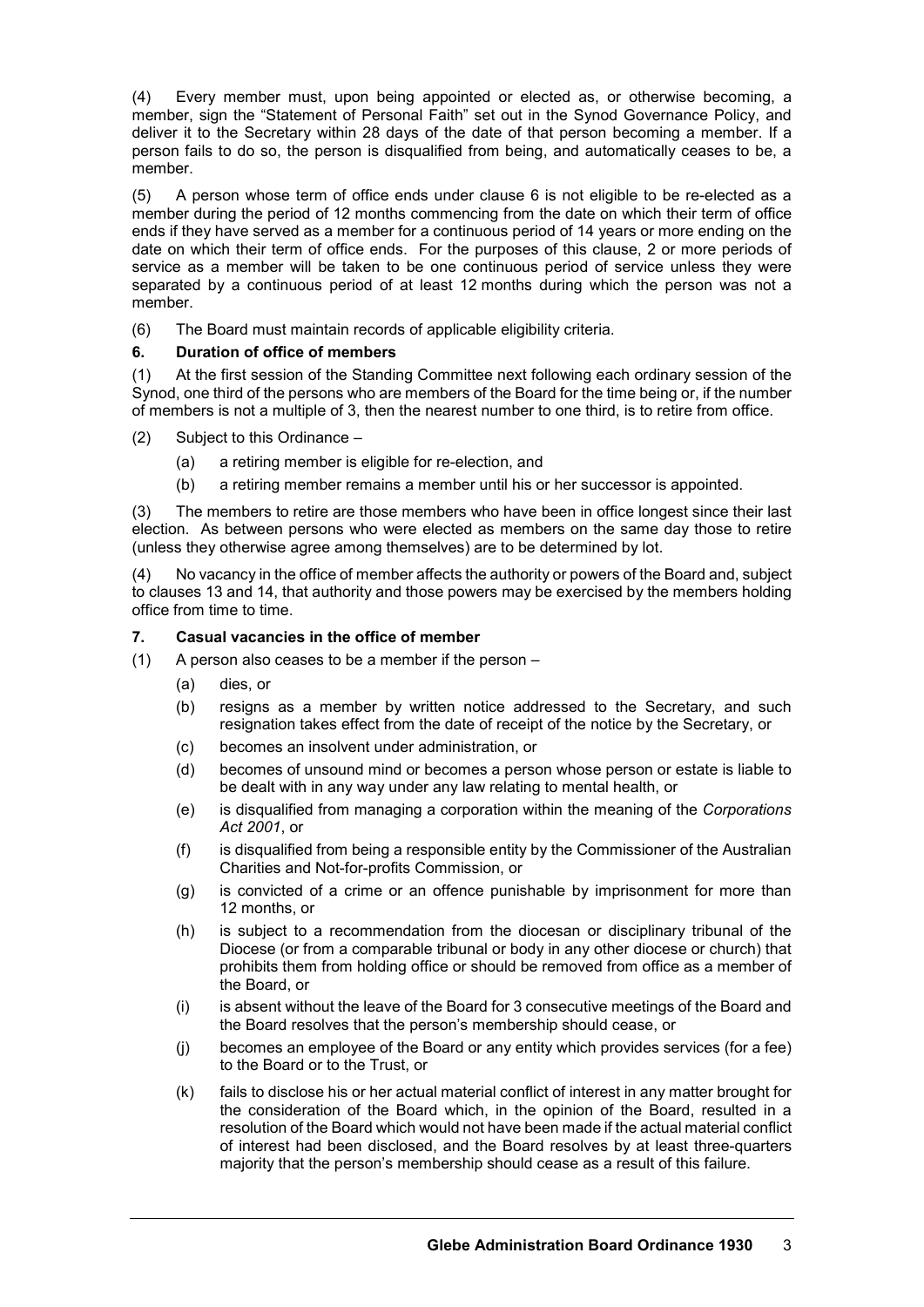(4) Every member must, upon being appointed or elected as, or otherwise becoming, a member, sign the "Statement of Personal Faith" set out in the Synod Governance Policy, and deliver it to the Secretary within 28 days of the date of that person becoming a member. If a person fails to do so, the person is disqualified from being, and automatically ceases to be, a member.

(5) A person whose term of office ends under clause 6 is not eligible to be re-elected as a member during the period of 12 months commencing from the date on which their term of office ends if they have served as a member for a continuous period of 14 years or more ending on the date on which their term of office ends. For the purposes of this clause, 2 or more periods of service as a member will be taken to be one continuous period of service unless they were separated by a continuous period of at least 12 months during which the person was not a member.

(6) The Board must maintain records of applicable eligibility criteria.

### 6. Duration of office of members

(1) At the first session of the Standing Committee next following each ordinary session of the Synod, one third of the persons who are members of the Board for the time being or, if the number of members is not a multiple of 3, then the nearest number to one third, is to retire from office.

(2) Subject to this Ordinance –

- (a) a retiring member is eligible for re-election, and
- (b) a retiring member remains a member until his or her successor is appointed.

(3) The members to retire are those members who have been in office longest since their last election. As between persons who were elected as members on the same day those to retire (unless they otherwise agree among themselves) are to be determined by lot.

(4) No vacancy in the office of member affects the authority or powers of the Board and, subject to clauses 13 and 14, that authority and those powers may be exercised by the members holding office from time to time.

### 7. Casual vacancies in the office of member

(1) A person also ceases to be a member if the person –

- (a) dies, or
- (b) resigns as a member by written notice addressed to the Secretary, and such resignation takes effect from the date of receipt of the notice by the Secretary, or
- (c) becomes an insolvent under administration, or
- (d) becomes of unsound mind or becomes a person whose person or estate is liable to be dealt with in any way under any law relating to mental health, or
- (e) is disqualified from managing a corporation within the meaning of the *Corporations Act 2001*, or
- (f) is disqualified from being a responsible entity by the Commissioner of the Australian Charities and Not-for-profits Commission, or
- (g) is convicted of a crime or an offence punishable by imprisonment for more than 12 months, or
- (h) is subject to a recommendation from the diocesan or disciplinary tribunal of the Diocese (or from a comparable tribunal or body in any other diocese or church) that prohibits them from holding office or should be removed from office as a member of the Board, or
- (i) is absent without the leave of the Board for 3 consecutive meetings of the Board and the Board resolves that the person's membership should cease, or
- (j) becomes an employee of the Board or any entity which provides services (for a fee) to the Board or to the Trust, or
- (k) fails to disclose his or her actual material conflict of interest in any matter brought for the consideration of the Board which, in the opinion of the Board, resulted in a resolution of the Board which would not have been made if the actual material conflict of interest had been disclosed, and the Board resolves by at least three-quarters majority that the person's membership should cease as a result of this failure.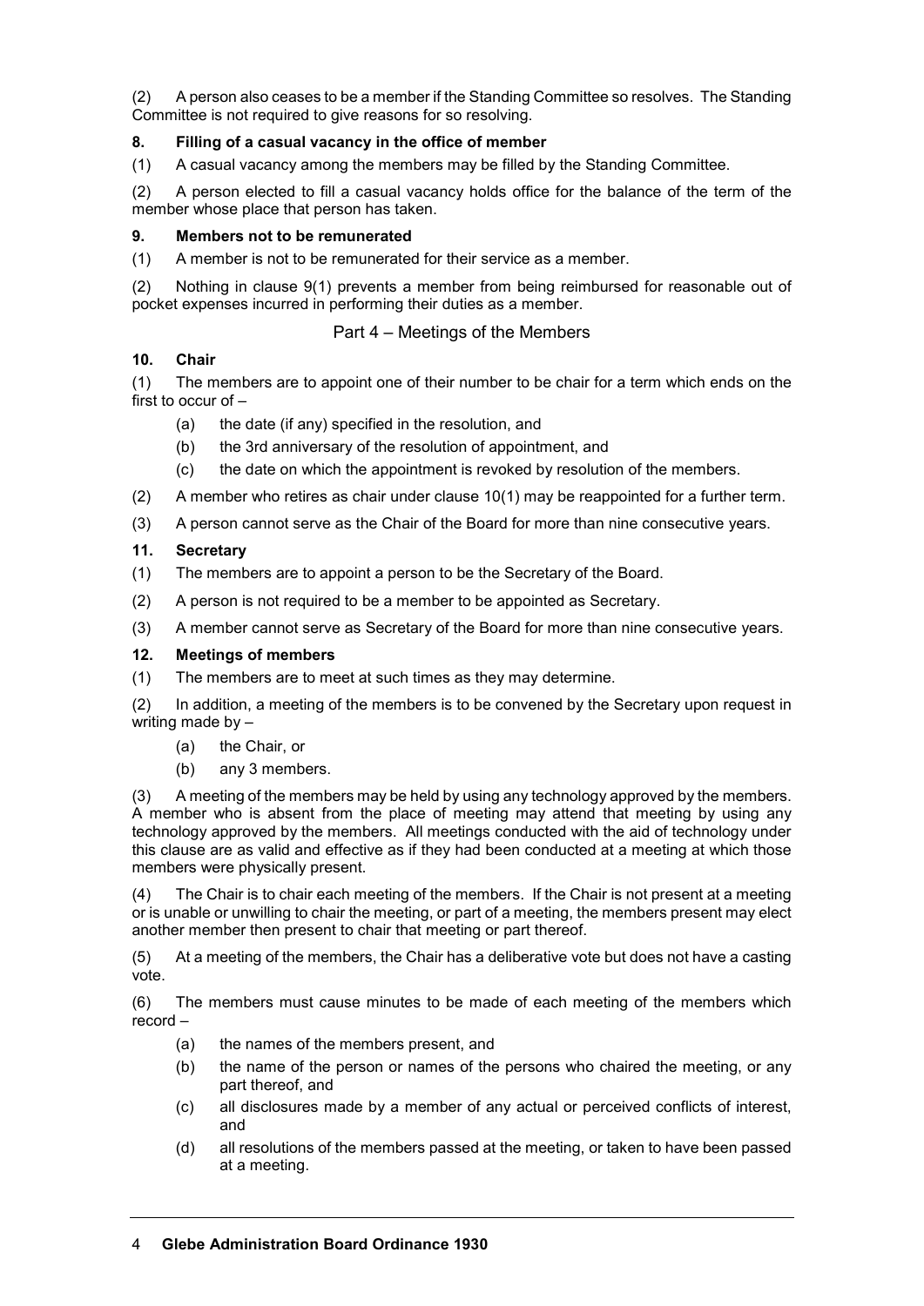(2) A person also ceases to be a member if the Standing Committee so resolves. The Standing Committee is not required to give reasons for so resolving.

**8. Filling of a casual vacancy in the office of member**

(1) A casual vacancy among the members may be filled by the Standing Committee.

(2) A person elected to fill a casual vacancy holds office for the balance of the term of the member whose place that person has taken.

**9. Members not to be remunerated**

(1) A member is not to be remunerated for their service as a member.

(2) Nothing in clause 9(1) prevents a member from being reimbursed for reasonable out of pocket expenses incurred in performing their duties as a member.

## Part 4 – Meetings of the Members

**10. Chair**

(1) The members are to appoint one of their number to be chair for a term which ends on the first to occur of –

- (a) the date (if any) specified in the resolution, and
- (b) the 3rd anniversary of the resolution of appointment, and
- (c) the date on which the appointment is revoked by resolution of the members.

(2) A member who retires as chair under clause 10(1) may be reappointed for a further term.

(3) A person cannot serve as the Chair of the Board for more than nine consecutive years.

**11. Secretary**

(1) The members are to appoint a person to be the Secretary of the Board.

(2) A person is not required to be a member to be appointed as Secretary.

(3) A member cannot serve as Secretary of the Board for more than nine consecutive years.

**12. Meetings of members**

(1) The members are to meet at such times as they may determine.

(2) In addition, a meeting of the members is to be convened by the Secretary upon request in writing made by –

- (a) the Chair, or
- (b) any 3 members.

(3) A meeting of the members may be held by using any technology approved by the members. A member who is absent from the place of meeting may attend that meeting by using any technology approved by the members. All meetings conducted with the aid of technology under this clause are as valid and effective as if they had been conducted at a meeting at which those members were physically present.

(4) The Chair is to chair each meeting of the members. If the Chair is not present at a meeting or is unable or unwilling to chair the meeting, or part of a meeting, the members present may elect another member then present to chair that meeting or part thereof.

(5) At a meeting of the members, the Chair has a deliberative vote but does not have a casting vote.

(6) The members must cause minutes to be made of each meeting of the members which record –

- (a) the names of the members present, and
- (b) the name of the person or names of the persons who chaired the meeting, or any part thereof, and
- (c) all disclosures made by a member of any actual or perceived conflicts of interest, and
- (d) all resolutions of the members passed at the meeting, or taken to have been passed at a meeting.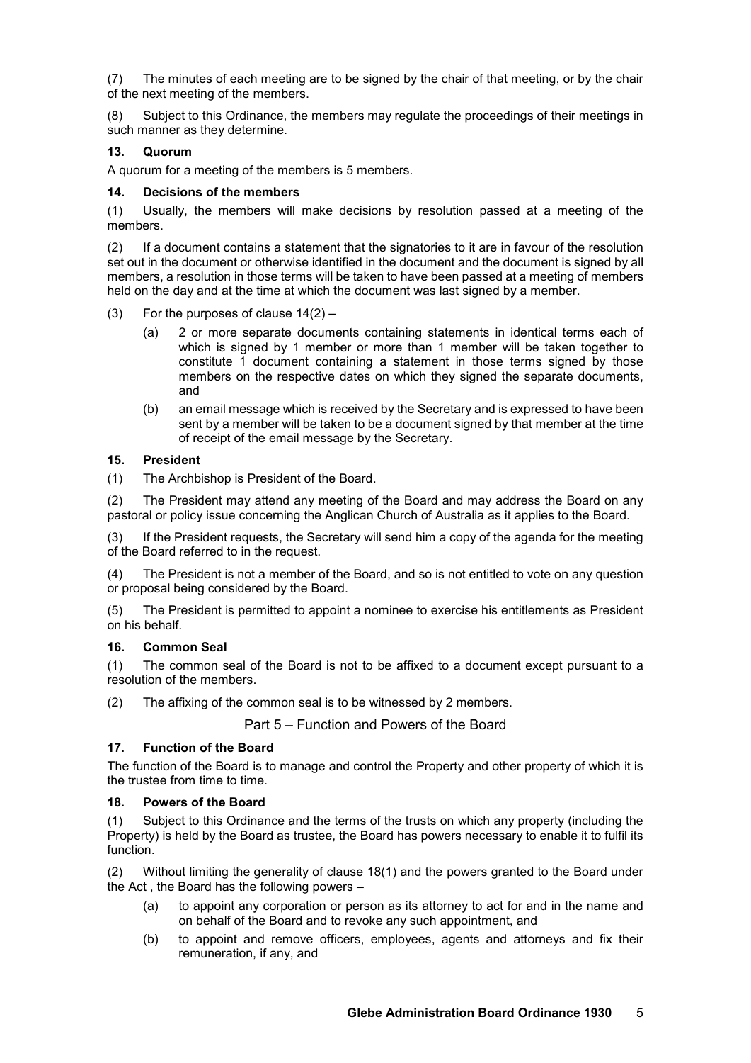(7) The minutes of each meeting are to be signed by the chair of that meeting, or by the chair of the next meeting of the members.

(8) Subject to this Ordinance, the members may regulate the proceedings of their meetings in such manner as they determine.

### 13. Quorum

A quorum for a meeting of the members is 5 members.

### 14. Decisions of the members

(1) Usually, the members will make decisions by resolution passed at a meeting of the members.

(2) If a document contains a statement that the signatories to it are in favour of the resolution set out in the document or otherwise identified in the document and the document is signed by all members, a resolution in those terms will be taken to have been passed at a meeting of members held on the day and at the time at which the document was last signed by a member.

(3) For the purposes of clause 14(2) –

- (a) 2 or more separate documents containing statements in identical terms each of which is signed by 1 member or more than 1 member will be taken together to constitute 1 document containing a statement in those terms signed by those members on the respective dates on which they signed the separate documents, and
- (b) an email message which is received by the Secretary and is expressed to have been sent by a member will be taken to be a document signed by that member at the time of receipt of the email message by the Secretary.

### 15. President

(1) The Archbishop is President of the Board.

(2) The President may attend any meeting of the Board and may address the Board on any pastoral or policy issue concerning the Anglican Church of Australia as it applies to the Board.

(3) If the President requests, the Secretary will send him a copy of the agenda for the meeting of the Board referred to in the request.

(4) The President is not a member of the Board, and so is not entitled to vote on any question or proposal being considered by the Board.

(5) The President is permitted to appoint a nominee to exercise his entitlements as President on his behalf.

### 16. Common Seal

(1) The common seal of the Board is not to be affixed to a document except pursuant to a resolution of the members.

(2) The affixing of the common seal is to be witnessed by 2 members.

## Part 5 – Function and Powers of the Board

### 17. Function of the Board

The function of the Board is to manage and control the Property and other property of which it is the trustee from time to time.

### 18. Powers of the Board

(1) Subject to this Ordinance and the terms of the trusts on which any property (including the Property) is held by the Board as trustee, the Board has powers necessary to enable it to fulfil its function.

(2) Without limiting the generality of clause 18(1) and the powers granted to the Board under the Act , the Board has the following powers –

- (a) to appoint any corporation or person as its attorney to act for and in the name and on behalf of the Board and to revoke any such appointment, and
- (b) to appoint and remove officers, employees, agents and attorneys and fix their remuneration, if any, and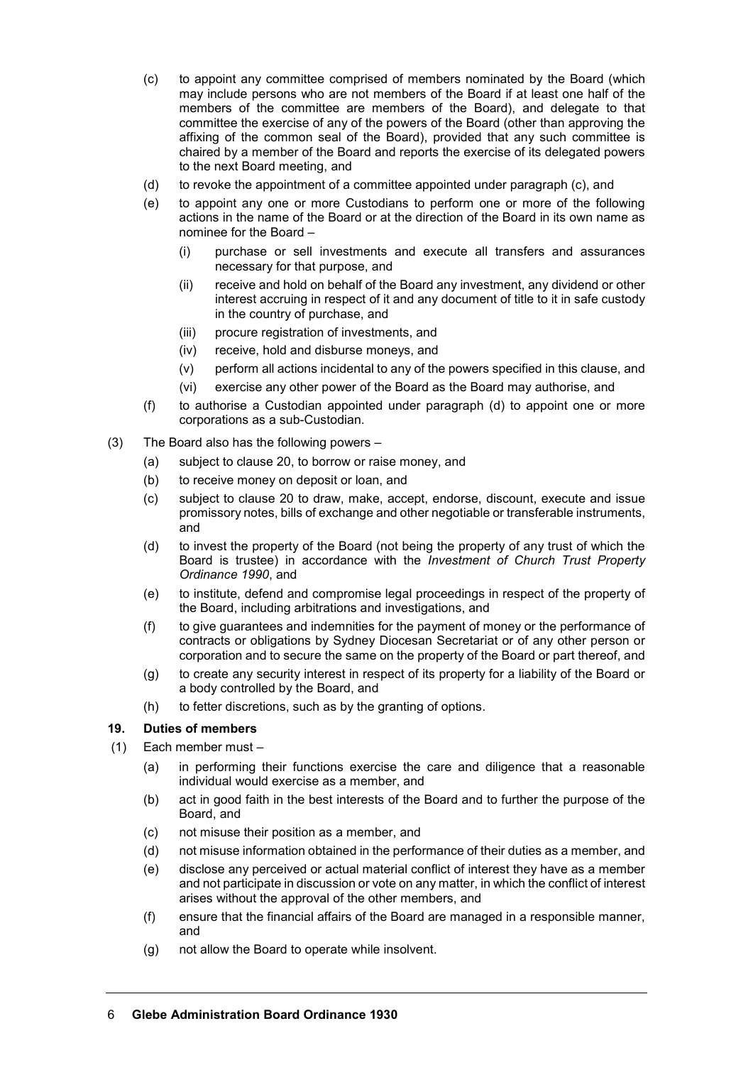(c) to appoint any committee comprised of members nominated by the Board (which may include persons who are not members of the Board if at least one half of the members of the committee are members of the Board), and delegate to that committee the exercise of any of the powers of the Board (other than approving the affixing of the common seal of the Board), provided that any such committee is chaired by a member of the Board and reports the exercise of its delegated powers to the next Board meeting, and

(d) to revoke the appointment of a committee appointed under paragraph (c), and

(e) to appoint any one or more Custodians to perform one or more of the following actions in the name of the Board or at the direction of the Board in its own name as nominee for the Board –

  (i) purchase or sell investments and execute all transfers and assurances necessary for that purpose, and

  (ii) receive and hold on behalf of the Board any investment, any dividend or other interest accruing in respect of it and any document of title to it in safe custody in the country of purchase, and

  (iii) procure registration of investments, and

  (iv) receive, hold and disburse moneys, and

  (v) perform all actions incidental to any of the powers specified in this clause, and

  (vi) exercise any other power of the Board as the Board may authorise, and

(f) to authorise a Custodian appointed under paragraph (d) to appoint one or more corporations as a sub-Custodian.

(3) The Board also has the following powers –

(a) subject to clause 20, to borrow or raise money, and

(b) to receive money on deposit or loan, and

(c) subject to clause 20 to draw, make, accept, endorse, discount, execute and issue promissory notes, bills of exchange and other negotiable or transferable instruments, and

(d) to invest the property of the Board (not being the property of any trust of which the Board is trustee) in accordance with the *Investment of Church Trust Property Ordinance 1990*, and

(e) to institute, defend and compromise legal proceedings in respect of the property of the Board, including arbitrations and investigations, and

(f) to give guarantees and indemnities for the payment of money or the performance of contracts or obligations by Sydney Diocesan Secretariat or of any other person or corporation and to secure the same on the property of the Board or part thereof, and

(g) to create any security interest in respect of its property for a liability of the Board or a body controlled by the Board, and

(h) to fetter discretions, such as by the granting of options.

### 19. Duties of members

(1) Each member must –

(a) in performing their functions exercise the care and diligence that a reasonable individual would exercise as a member, and

(b) act in good faith in the best interests of the Board and to further the purpose of the Board, and

(c) not misuse their position as a member, and

(d) not misuse information obtained in the performance of their duties as a member, and

(e) disclose any perceived or actual material conflict of interest they have as a member and not participate in discussion or vote on any matter, in which the conflict of interest arises without the approval of the other members, and

(f) ensure that the financial affairs of the Board are managed in a responsible manner, and

(g) not allow the Board to operate while insolvent.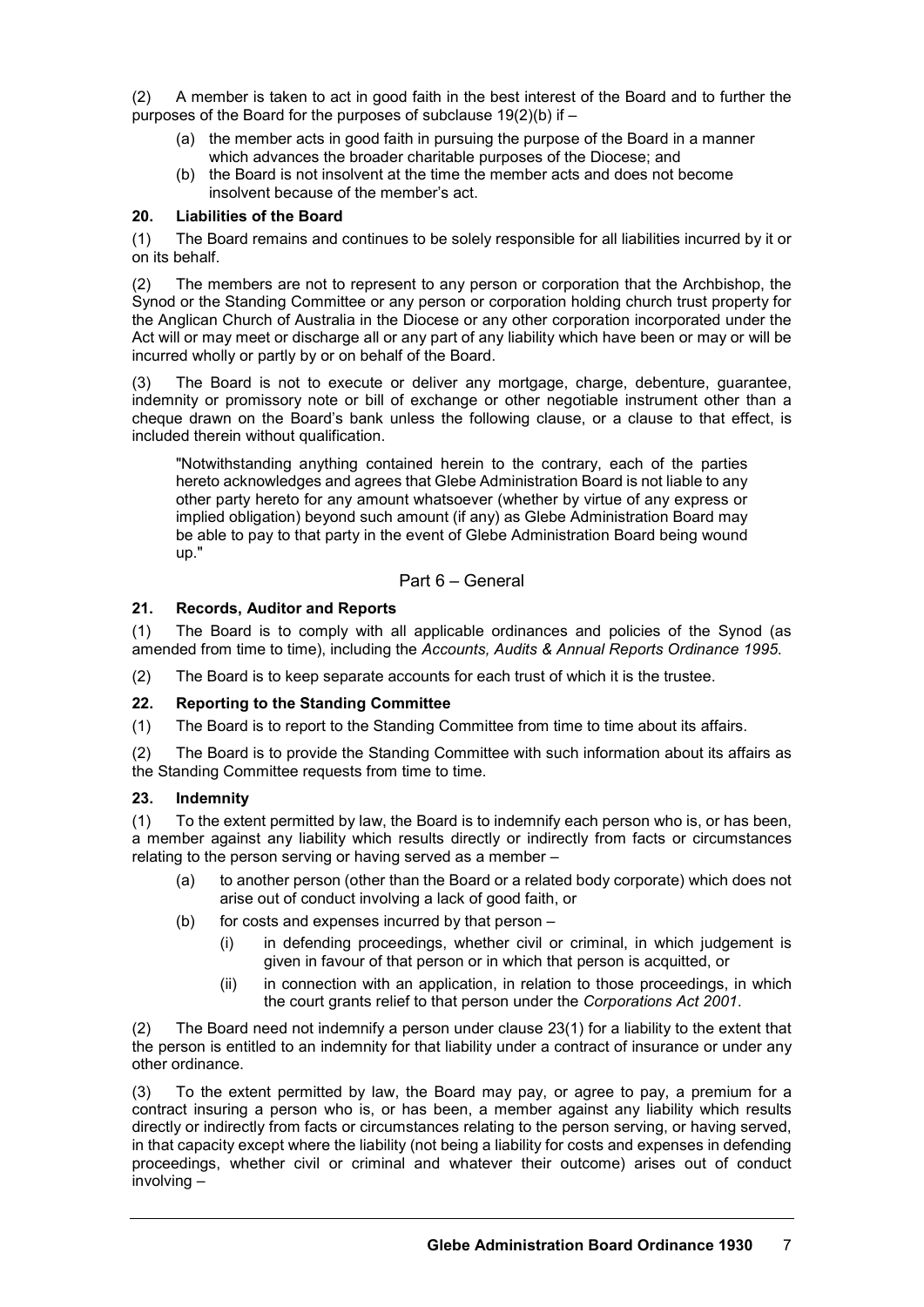(2) A member is taken to act in good faith in the best interest of the Board and to further the purposes of the Board for the purposes of subclause 19(2)(b) if –

- (a) the member acts in good faith in pursuing the purpose of the Board in a manner which advances the broader charitable purposes of the Diocese; and
- (b) the Board is not insolvent at the time the member acts and does not become insolvent because of the member's act.

**20. Liabilities of the Board**

(1) The Board remains and continues to be solely responsible for all liabilities incurred by it or on its behalf.

(2) The members are not to represent to any person or corporation that the Archbishop, the Synod or the Standing Committee or any person or corporation holding church trust property for the Anglican Church of Australia in the Diocese or any other corporation incorporated under the Act will or may meet or discharge all or any part of any liability which have been or may or will be incurred wholly or partly by or on behalf of the Board.

(3) The Board is not to execute or deliver any mortgage, charge, debenture, guarantee, indemnity or promissory note or bill of exchange or other negotiable instrument other than a cheque drawn on the Board's bank unless the following clause, or a clause to that effect, is included therein without qualification.

> "Notwithstanding anything contained herein to the contrary, each of the parties hereto acknowledges and agrees that Glebe Administration Board is not liable to any other party hereto for any amount whatsoever (whether by virtue of any express or implied obligation) beyond such amount (if any) as Glebe Administration Board may be able to pay to that party in the event of Glebe Administration Board being wound up."

## Part 6 – General

**21. Records, Auditor and Reports**

(1) The Board is to comply with all applicable ordinances and policies of the Synod (as amended from time to time), including the *Accounts, Audits & Annual Reports Ordinance 1995*.

(2) The Board is to keep separate accounts for each trust of which it is the trustee.

**22. Reporting to the Standing Committee**

(1) The Board is to report to the Standing Committee from time to time about its affairs.

(2) The Board is to provide the Standing Committee with such information about its affairs as the Standing Committee requests from time to time.

**23. Indemnity**

(1) To the extent permitted by law, the Board is to indemnify each person who is, or has been, a member against any liability which results directly or indirectly from facts or circumstances relating to the person serving or having served as a member –

- (a) to another person (other than the Board or a related body corporate) which does not arise out of conduct involving a lack of good faith, or
- (b) for costs and expenses incurred by that person –
  - (i) in defending proceedings, whether civil or criminal, in which judgement is given in favour of that person or in which that person is acquitted, or
  - (ii) in connection with an application, in relation to those proceedings, in which the court grants relief to that person under the *Corporations Act 2001*.

(2) The Board need not indemnify a person under clause 23(1) for a liability to the extent that the person is entitled to an indemnity for that liability under a contract of insurance or under any other ordinance.

(3) To the extent permitted by law, the Board may pay, or agree to pay, a premium for a contract insuring a person who is, or has been, a member against any liability which results directly or indirectly from facts or circumstances relating to the person serving, or having served, in that capacity except where the liability (not being a liability for costs and expenses in defending proceedings, whether civil or criminal and whatever their outcome) arises out of conduct involving –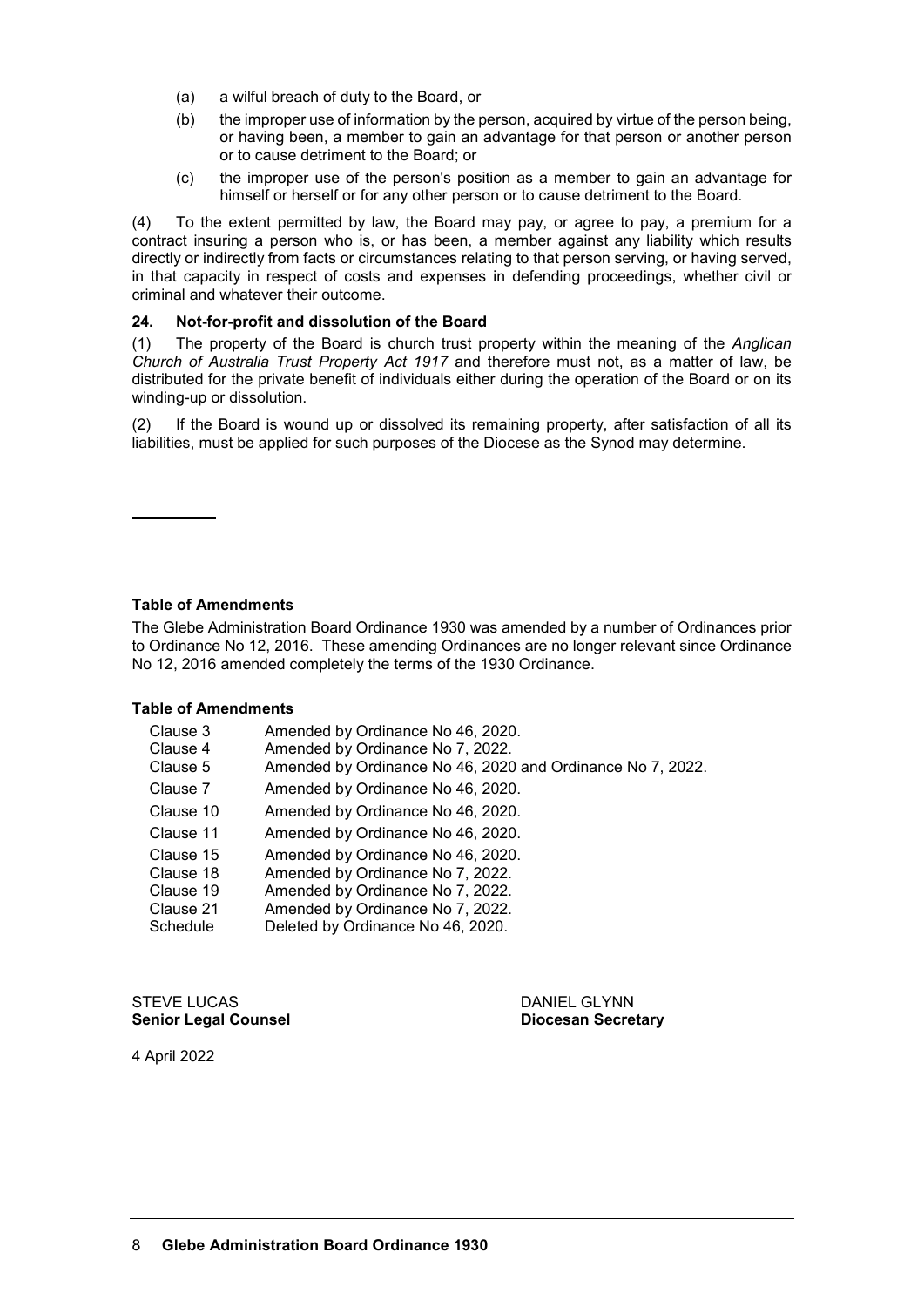(a) a wilful breach of duty to the Board, or

(b) the improper use of information by the person, acquired by virtue of the person being, or having been, a member to gain an advantage for that person or another person or to cause detriment to the Board; or

(c) the improper use of the person's position as a member to gain an advantage for himself or herself or for any other person or to cause detriment to the Board.

(4) To the extent permitted by law, the Board may pay, or agree to pay, a premium for a contract insuring a person who is, or has been, a member against any liability which results directly or indirectly from facts or circumstances relating to that person serving, or having served, in that capacity in respect of costs and expenses in defending proceedings, whether civil or criminal and whatever their outcome.

**24. Not-for-profit and dissolution of the Board**

(1) The property of the Board is church trust property within the meaning of the *Anglican Church of Australia Trust Property Act 1917* and therefore must not, as a matter of law, be distributed for the private benefit of individuals either during the operation of the Board or on its winding-up or dissolution.

(2) If the Board is wound up or dissolved its remaining property, after satisfaction of all its liabilities, must be applied for such purposes of the Diocese as the Synod may determine.

---

**Table of Amendments**

The Glebe Administration Board Ordinance 1930 was amended by a number of Ordinances prior to Ordinance No 12, 2016. These amending Ordinances are no longer relevant since Ordinance No 12, 2016 amended completely the terms of the 1930 Ordinance.

**Table of Amendments**

| | |
|---|---|
| Clause 3 | Amended by Ordinance No 46, 2020. |
| Clause 4 | Amended by Ordinance No 7, 2022. |
| Clause 5 | Amended by Ordinance No 46, 2020 and Ordinance No 7, 2022. |
| Clause 7 | Amended by Ordinance No 46, 2020. |
| Clause 10 | Amended by Ordinance No 46, 2020. |
| Clause 11 | Amended by Ordinance No 46, 2020. |
| Clause 15 | Amended by Ordinance No 46, 2020. |
| Clause 18 | Amended by Ordinance No 7, 2022. |
| Clause 19 | Amended by Ordinance No 7, 2022. |
| Clause 21 | Amended by Ordinance No 7, 2022. |
| Schedule | Deleted by Ordinance No 46, 2020. |

STEVE LUCAS
**Senior Legal Counsel**

DANIEL GLYNN
**Diocesan Secretary**

4 April 2022